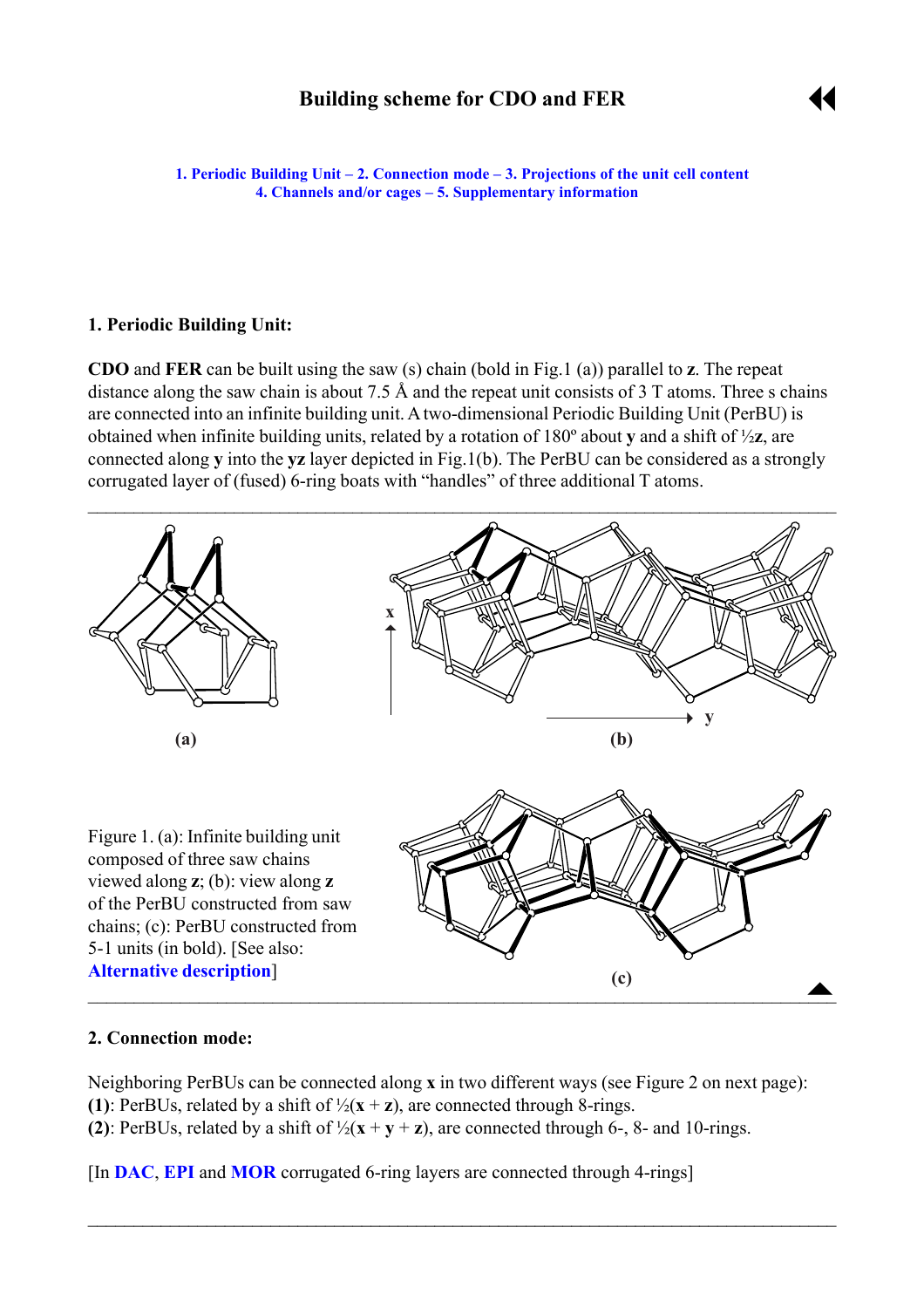# Building scheme for CDO and FER

1. Periodic Building Unit – 2. Connection mode – 3. Projections of the unit cell content
4. Channels and/or cages – 5. Supplementary information

## 1. Periodic Building Unit:

**CDO** and **FER** can be built using the saw (s) chain (bold in Fig.1 (a)) parallel to **z**. The repeat distance along the saw chain is about 7.5 Å and the repeat unit consists of 3 T atoms. Three s chains are connected into an infinite building unit. A two-dimensional Periodic Building Unit (PerBU) is obtained when infinite building units, related by a rotation of 180º about **y** and a shift of ½**z**, are connected along **y** into the **yz** layer depicted in Fig.1(b). The PerBU can be considered as a strongly corrugated layer of (fused) 6-ring boats with "handles" of three additional T atoms.

(a)

(b)

(c)

Figure 1. (a): Infinite building unit composed of three saw chains viewed along **z**; (b): view along **z** of the PerBU constructed from saw chains; (c): PerBU constructed from 5-1 units (in bold). [See also: **Alternative description**]

## 2. Connection mode:

Neighboring PerBUs can be connected along **x** in two different ways (see Figure 2 on next page):
**(1)**: PerBUs, related by a shift of ½(**x** + **z**), are connected through 8-rings.
**(2)**: PerBUs, related by a shift of ½(**x** + **y** + **z**), are connected through 6-, 8- and 10-rings.

[In **DAC**, **EPI** and **MOR** corrugated 6-ring layers are connected through 4-rings]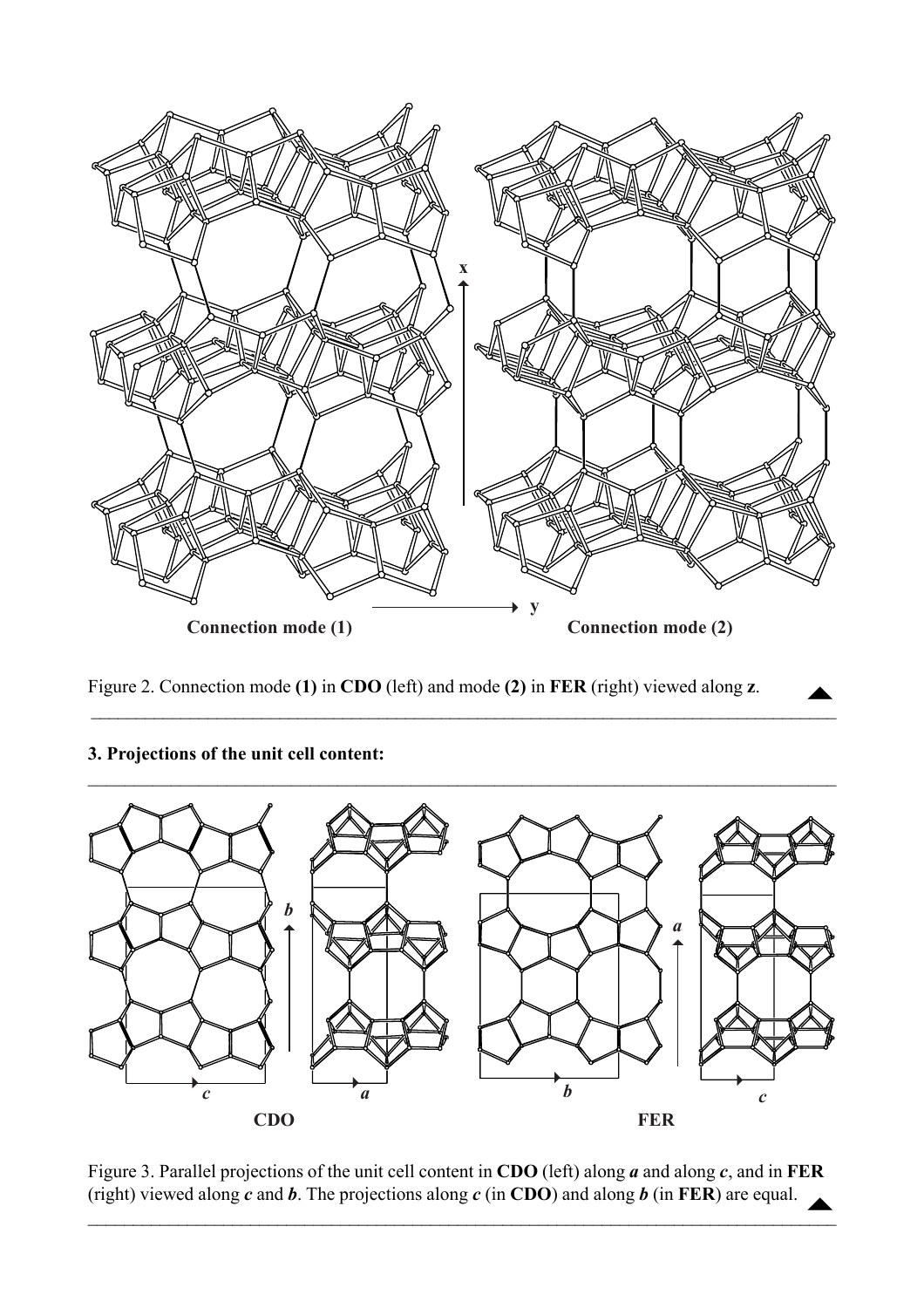Figure 2. Connection mode **(1)** in **CDO** (left) and mode **(2)** in **FER** (right) viewed along **z**.

### 3. Projections of the unit cell content:

Figure 3. Parallel projections of the unit cell content in **CDO** (left) along ***a*** and along ***c***, and in **FER** (right) viewed along ***c*** and ***b***. The projections along ***c*** (in **CDO**) and along ***b*** (in **FER**) are equal.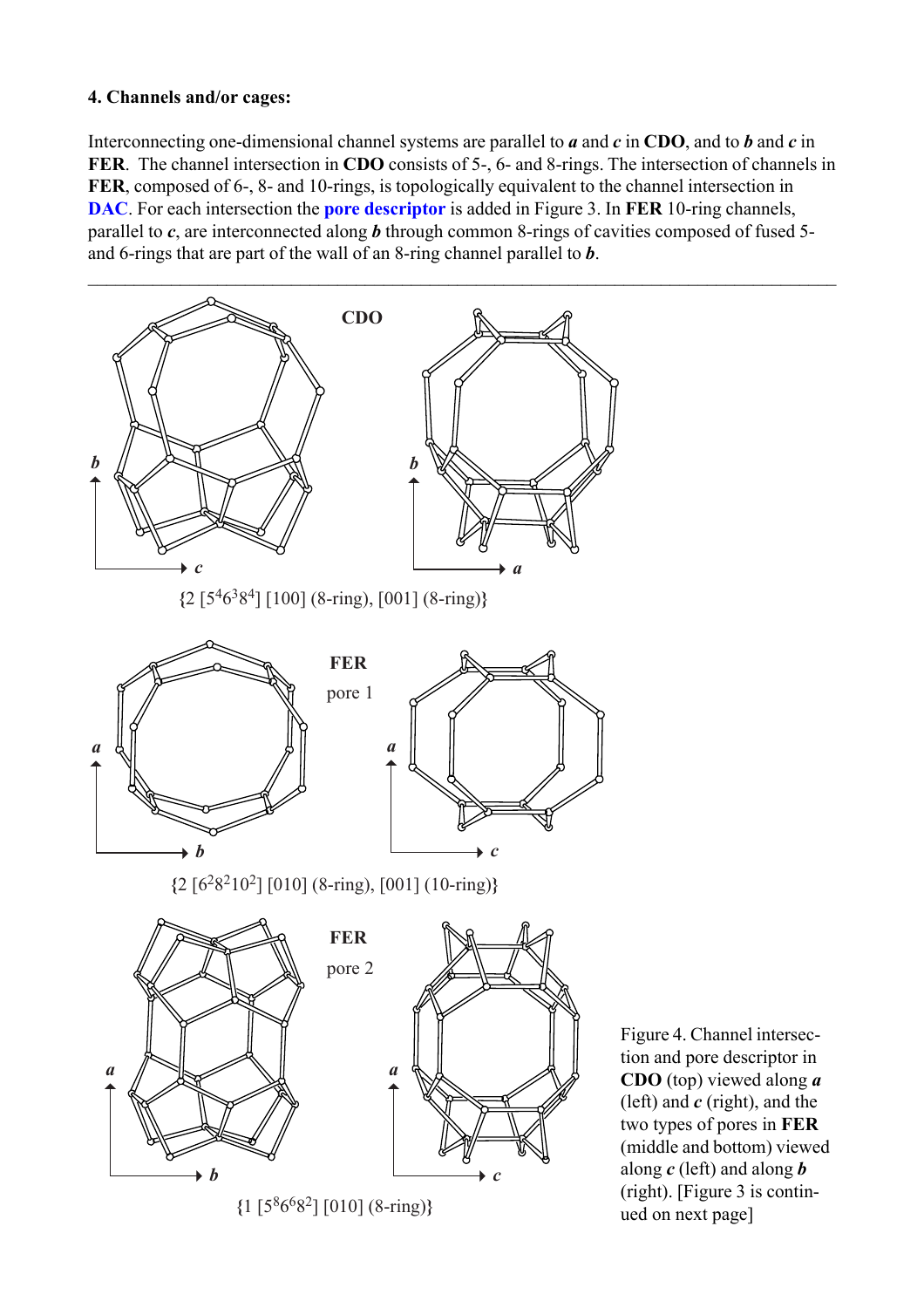#### 4. Channels and/or cages:

Interconnecting one-dimensional channel systems are parallel to ***a*** and ***c*** in **CDO**, and to ***b*** and ***c*** in **FER**. The channel intersection in **CDO** consists of 5-, 6- and 8-rings. The intersection of channels in **FER**, composed of 6-, 8- and 10-rings, is topologically equivalent to the channel intersection in **DAC**. For each intersection the **pore descriptor** is added in Figure 3. In **FER** 10-ring channels, parallel to ***c***, are interconnected along ***b*** through common 8-rings of cavities composed of fused 5- and 6-rings that are part of the wall of an 8-ring channel parallel to ***b***.

---

**CDO**

{2 [$5^4 6^3 8^4$] [100] (8-ring), [001] (8-ring)}

**FER** pore 1

{2 [$6^2 8^2 10^2$] [010] (8-ring), [001] (10-ring)}

**FER** pore 2

{1 [$5^8 6^6 8^2$] [010] (8-ring)}

Figure 4. Channel intersection and pore descriptor in **CDO** (top) viewed along ***a*** (left) and ***c*** (right), and the two types of pores in **FER** (middle and bottom) viewed along ***c*** (left) and along ***b*** (right). [Figure 3 is continued on next page]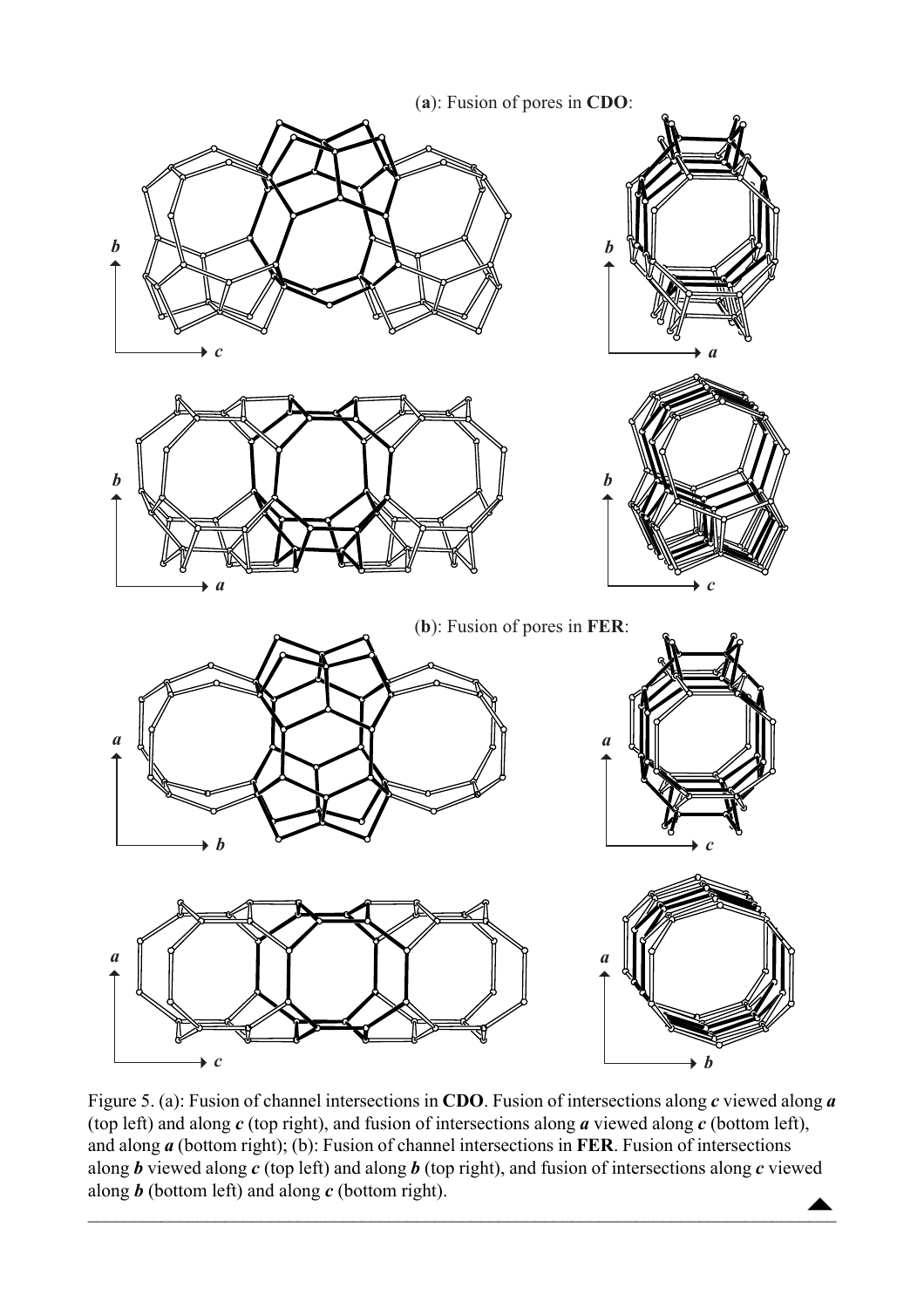(**a**): Fusion of pores in **CDO**:

(**b**): Fusion of pores in **FER**:

Figure 5. (a): Fusion of channel intersections in **CDO**. Fusion of intersections along ***c*** viewed along ***a*** (top left) and along ***c*** (top right), and fusion of intersections along ***a*** viewed along ***c*** (bottom left), and along ***a*** (bottom right); (b): Fusion of channel intersections in **FER**. Fusion of intersections along ***b*** viewed along ***c*** (top left) and along ***b*** (top right), and fusion of intersections along ***c*** viewed along ***b*** (bottom left) and along ***c*** (bottom right).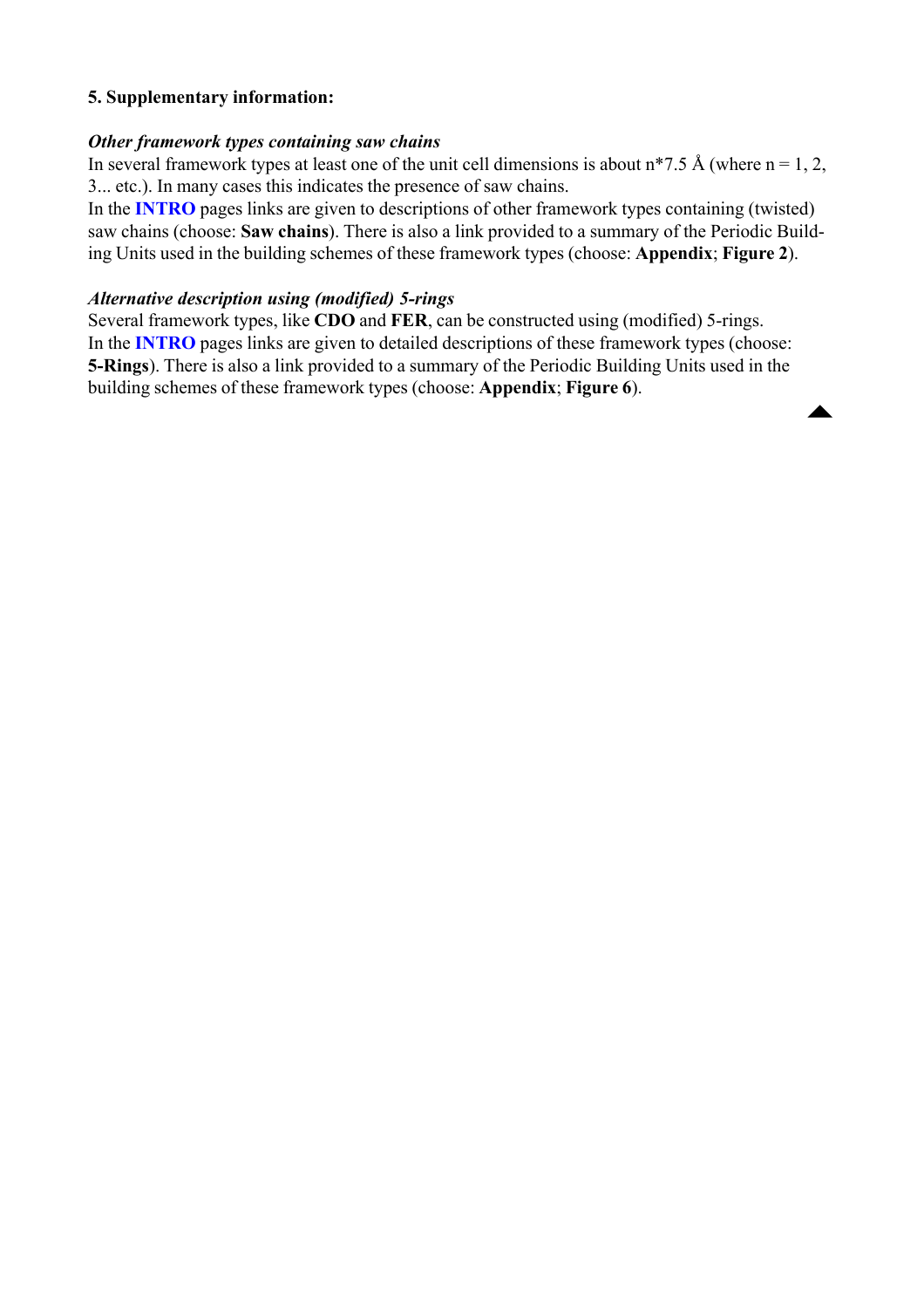### 5. Supplementary information:

***Other framework types containing saw chains***

In several framework types at least one of the unit cell dimensions is about n*7.5 Å (where n = 1, 2, 3... etc.). In many cases this indicates the presence of saw chains.

In the **INTRO** pages links are given to descriptions of other framework types containing (twisted) saw chains (choose: **Saw chains**). There is also a link provided to a summary of the Periodic Building Units used in the building schemes of these framework types (choose: **Appendix**; **Figure 2**).

***Alternative description using (modified) 5-rings***

Several framework types, like **CDO** and **FER**, can be constructed using (modified) 5-rings.

In the **INTRO** pages links are given to detailed descriptions of these framework types (choose: **5-Rings**). There is also a link provided to a summary of the Periodic Building Units used in the building schemes of these framework types (choose: **Appendix**; **Figure 6**).